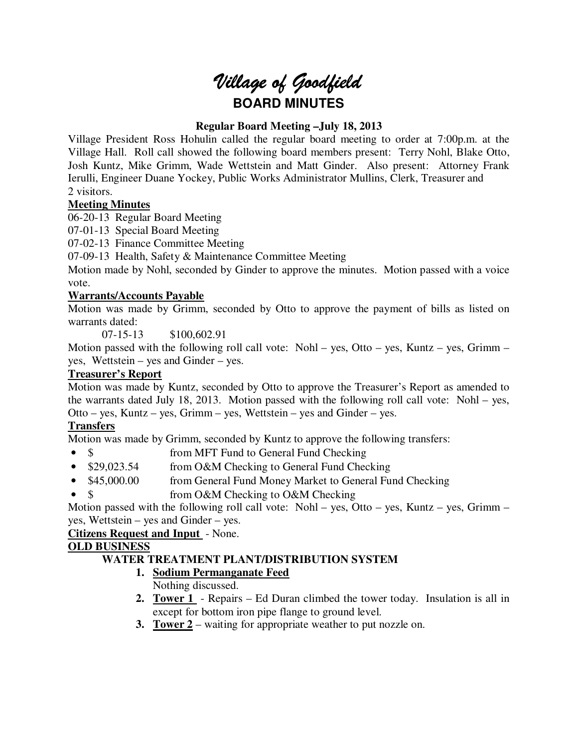# *Village of Goodfield*

## BOARD MINUTES

**Regular Board Meeting –July 18, 2013**

Village President Ross Hohulin called the regular board meeting to order at 7:00p.m. at the Village Hall. Roll call showed the following board members present: Terry Nohl, Blake Otto, Josh Kuntz, Mike Grimm, Wade Wettstein and Matt Ginder. Also present: Attorney Frank Ierulli, Engineer Duane Yockey, Public Works Administrator Mullins, Clerk, Treasurer and 2 visitors.

**Meeting Minutes**

06-20-13 Regular Board Meeting

07-01-13 Special Board Meeting

07-02-13 Finance Committee Meeting

07-09-13 Health, Safety & Maintenance Committee Meeting

Motion made by Nohl, seconded by Ginder to approve the minutes. Motion passed with a voice vote.

**Warrants/Accounts Payable**

Motion was made by Grimm, seconded by Otto to approve the payment of bills as listed on warrants dated:

07-15-13 $100,602.91

Motion passed with the following roll call vote: Nohl – yes, Otto – yes, Kuntz – yes, Grimm – yes, Wettstein – yes and Ginder – yes.

**Treasurer's Report**

Motion was made by Kuntz, seconded by Otto to approve the Treasurer's Report as amended to the warrants dated July 18, 2013. Motion passed with the following roll call vote: Nohl – yes, Otto – yes, Kuntz – yes, Grimm – yes, Wettstein – yes and Ginder – yes.

**Transfers**

Motion was made by Grimm, seconded by Kuntz to approve the following transfers:

- $ from MFT Fund to General Fund Checking
- $29,023.54 from O&M Checking to General Fund Checking
- $45,000.00 from General Fund Money Market to General Fund Checking
- $ from O&M Checking to O&M Checking

Motion passed with the following roll call vote: Nohl – yes, Otto – yes, Kuntz – yes, Grimm – yes, Wettstein – yes and Ginder – yes.

**Citizens Request and Input** - None.

**OLD BUSINESS**

**WATER TREATMENT PLANT/DISTRIBUTION SYSTEM**

1. **Sodium Permanganate Feed**
   Nothing discussed.
2. **Tower 1** - Repairs – Ed Duran climbed the tower today. Insulation is all in except for bottom iron pipe flange to ground level.
3. **Tower 2** – waiting for appropriate weather to put nozzle on.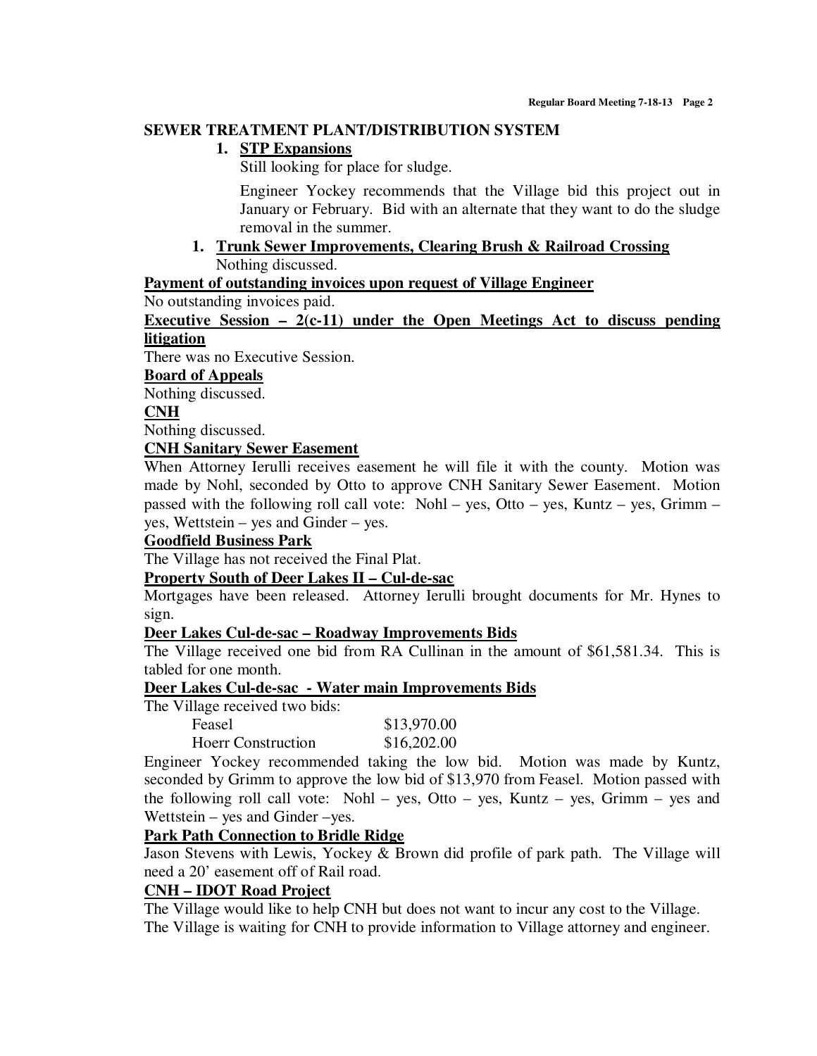## SEWER TREATMENT PLANT/DISTRIBUTION SYSTEM

1. **STP Expansions**

   Still looking for place for sludge.

   Engineer Yockey recommends that the Village bid this project out in January or February. Bid with an alternate that they want to do the sludge removal in the summer.

1. **Trunk Sewer Improvements, Clearing Brush & Railroad Crossing**

   Nothing discussed.

**Payment of outstanding invoices upon request of Village Engineer**

No outstanding invoices paid.

**Executive Session – 2(c-11) under the Open Meetings Act to discuss pending litigation**

There was no Executive Session.

**Board of Appeals**

Nothing discussed.

**CNH**

Nothing discussed.

**CNH Sanitary Sewer Easement**

When Attorney Ierulli receives easement he will file it with the county. Motion was made by Nohl, seconded by Otto to approve CNH Sanitary Sewer Easement. Motion passed with the following roll call vote: Nohl – yes, Otto – yes, Kuntz – yes, Grimm – yes, Wettstein – yes and Ginder – yes.

**Goodfield Business Park**

The Village has not received the Final Plat.

**Property South of Deer Lakes II – Cul-de-sac**

Mortgages have been released. Attorney Ierulli brought documents for Mr. Hynes to sign.

**Deer Lakes Cul-de-sac – Roadway Improvements Bids**

The Village received one bid from RA Cullinan in the amount of $61,581.34. This is tabled for one month.

**Deer Lakes Cul-de-sac - Water main Improvements Bids**

The Village received two bids:

| | |
|---|---|
| Feasel | $13,970.00 |
| Hoerr Construction | $16,202.00 |

Engineer Yockey recommended taking the low bid. Motion was made by Kuntz, seconded by Grimm to approve the low bid of $13,970 from Feasel. Motion passed with the following roll call vote: Nohl – yes, Otto – yes, Kuntz – yes, Grimm – yes and Wettstein – yes and Ginder –yes.

**Park Path Connection to Bridle Ridge**

Jason Stevens with Lewis, Yockey & Brown did profile of park path. The Village will need a 20' easement off of Rail road.

**CNH – IDOT Road Project**

The Village would like to help CNH but does not want to incur any cost to the Village. The Village is waiting for CNH to provide information to Village attorney and engineer.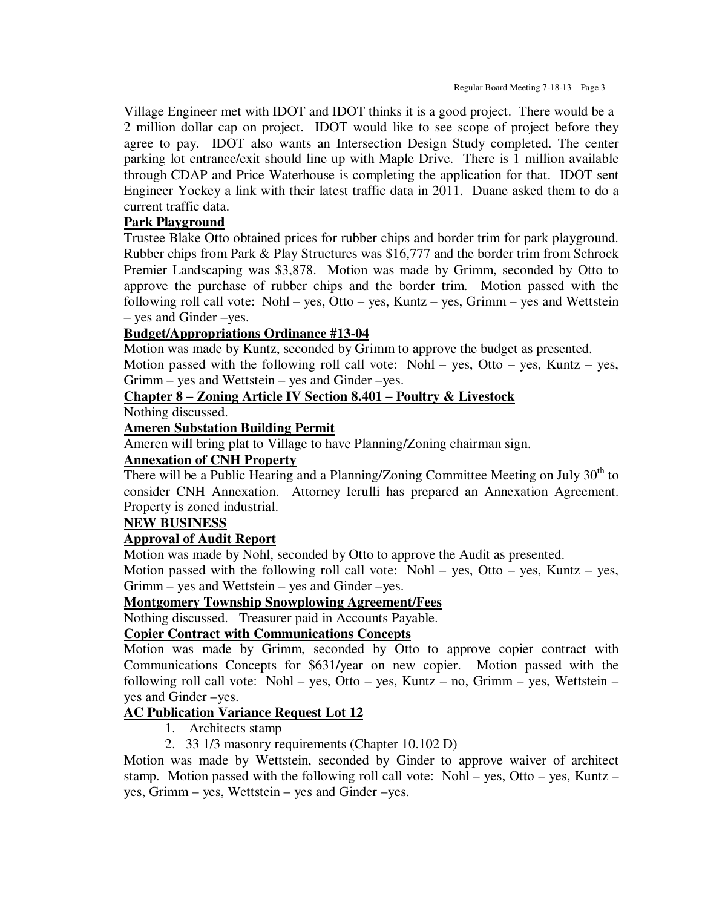Village Engineer met with IDOT and IDOT thinks it is a good project. There would be a 2 million dollar cap on project. IDOT would like to see scope of project before they agree to pay. IDOT also wants an Intersection Design Study completed. The center parking lot entrance/exit should line up with Maple Drive. There is 1 million available through CDAP and Price Waterhouse is completing the application for that. IDOT sent Engineer Yockey a link with their latest traffic data in 2011. Duane asked them to do a current traffic data.

**Park Playground**

Trustee Blake Otto obtained prices for rubber chips and border trim for park playground. Rubber chips from Park & Play Structures was $16,777 and the border trim from Schrock Premier Landscaping was $3,878. Motion was made by Grimm, seconded by Otto to approve the purchase of rubber chips and the border trim. Motion passed with the following roll call vote: Nohl – yes, Otto – yes, Kuntz – yes, Grimm – yes and Wettstein – yes and Ginder –yes.

**Budget/Appropriations Ordinance #13-04**

Motion was made by Kuntz, seconded by Grimm to approve the budget as presented.

Motion passed with the following roll call vote: Nohl – yes, Otto – yes, Kuntz – yes, Grimm – yes and Wettstein – yes and Ginder –yes.

**Chapter 8 – Zoning Article IV Section 8.401 – Poultry & Livestock**

Nothing discussed.

**Ameren Substation Building Permit**

Ameren will bring plat to Village to have Planning/Zoning chairman sign.

**Annexation of CNH Property**

There will be a Public Hearing and a Planning/Zoning Committee Meeting on July 30th to consider CNH Annexation. Attorney Ierulli has prepared an Annexation Agreement. Property is zoned industrial.

**NEW BUSINESS**

**Approval of Audit Report**

Motion was made by Nohl, seconded by Otto to approve the Audit as presented.

Motion passed with the following roll call vote: Nohl – yes, Otto – yes, Kuntz – yes, Grimm – yes and Wettstein – yes and Ginder –yes.

**Montgomery Township Snowplowing Agreement/Fees**

Nothing discussed. Treasurer paid in Accounts Payable.

**Copier Contract with Communications Concepts**

Motion was made by Grimm, seconded by Otto to approve copier contract with Communications Concepts for $631/year on new copier. Motion passed with the following roll call vote: Nohl – yes, Otto – yes, Kuntz – no, Grimm – yes, Wettstein – yes and Ginder –yes.

**AC Publication Variance Request Lot 12**

1. Architects stamp
2. 33 1/3 masonry requirements (Chapter 10.102 D)

Motion was made by Wettstein, seconded by Ginder to approve waiver of architect stamp. Motion passed with the following roll call vote: Nohl – yes, Otto – yes, Kuntz – yes, Grimm – yes, Wettstein – yes and Ginder –yes.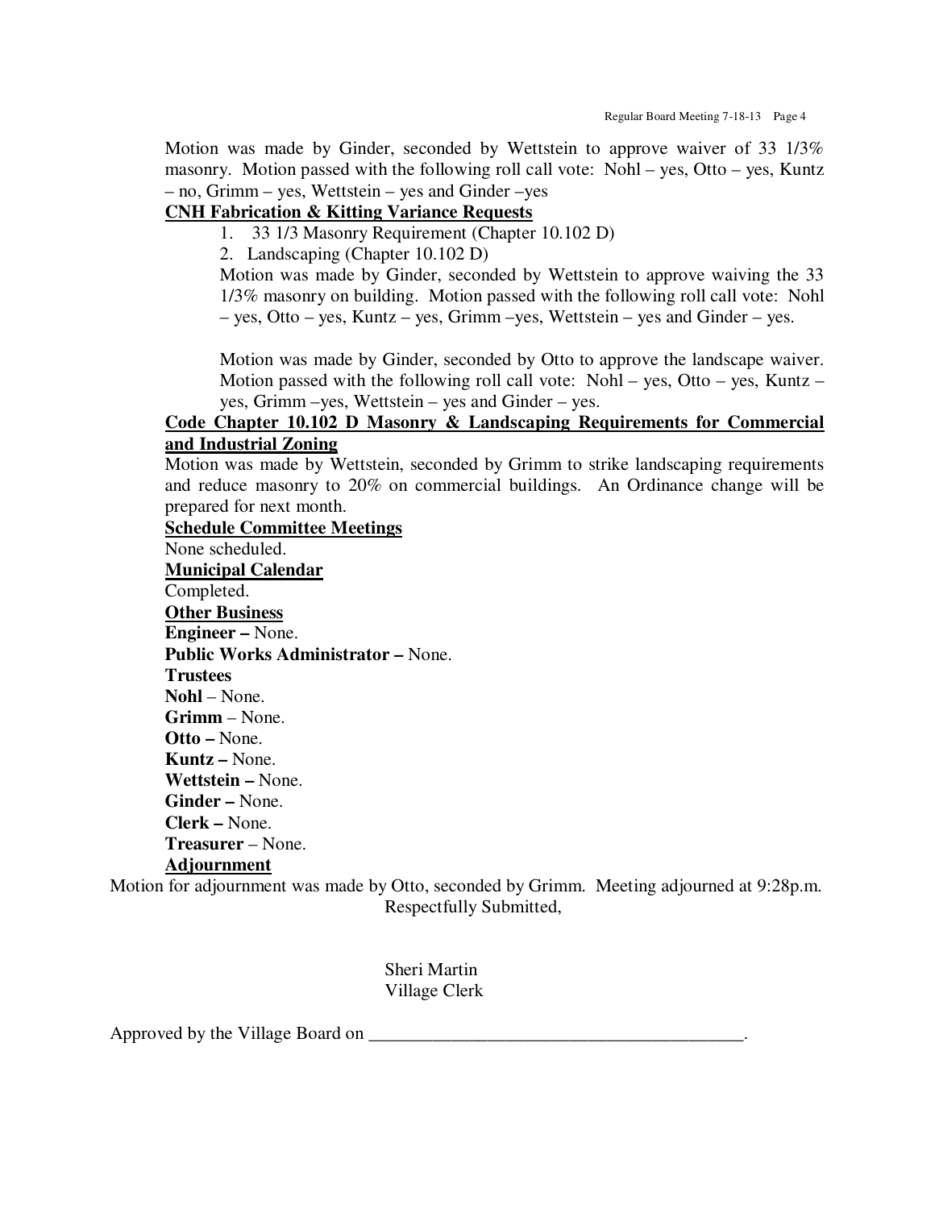Motion was made by Ginder, seconded by Wettstein to approve waiver of 33 1/3% masonry. Motion passed with the following roll call vote: Nohl – yes, Otto – yes, Kuntz – no, Grimm – yes, Wettstein – yes and Ginder –yes

**CNH Fabrication & Kitting Variance Requests**

1. 33 1/3 Masonry Requirement (Chapter 10.102 D)
2. Landscaping (Chapter 10.102 D)

Motion was made by Ginder, seconded by Wettstein to approve waiving the 33 1/3% masonry on building. Motion passed with the following roll call vote: Nohl – yes, Otto – yes, Kuntz – yes, Grimm –yes, Wettstein – yes and Ginder – yes.

Motion was made by Ginder, seconded by Otto to approve the landscape waiver. Motion passed with the following roll call vote: Nohl – yes, Otto – yes, Kuntz – yes, Grimm –yes, Wettstein – yes and Ginder – yes.

**Code Chapter 10.102 D Masonry & Landscaping Requirements for Commercial and Industrial Zoning**

Motion was made by Wettstein, seconded by Grimm to strike landscaping requirements and reduce masonry to 20% on commercial buildings. An Ordinance change will be prepared for next month.

**Schedule Committee Meetings**

None scheduled.

**Municipal Calendar**

Completed.

**Other Business**

**Engineer –** None.

**Public Works Administrator –** None.

**Trustees**

**Nohl** – None.

**Grimm** – None.

**Otto –** None.

**Kuntz –** None.

**Wettstein –** None.

**Ginder –** None.

**Clerk –** None.

**Treasurer** – None.

**Adjournment**

Motion for adjournment was made by Otto, seconded by Grimm. Meeting adjourned at 9:28p.m.

Respectfully Submitted,

Sheri Martin
Village Clerk

Approved by the Village Board on ___________________________________________.